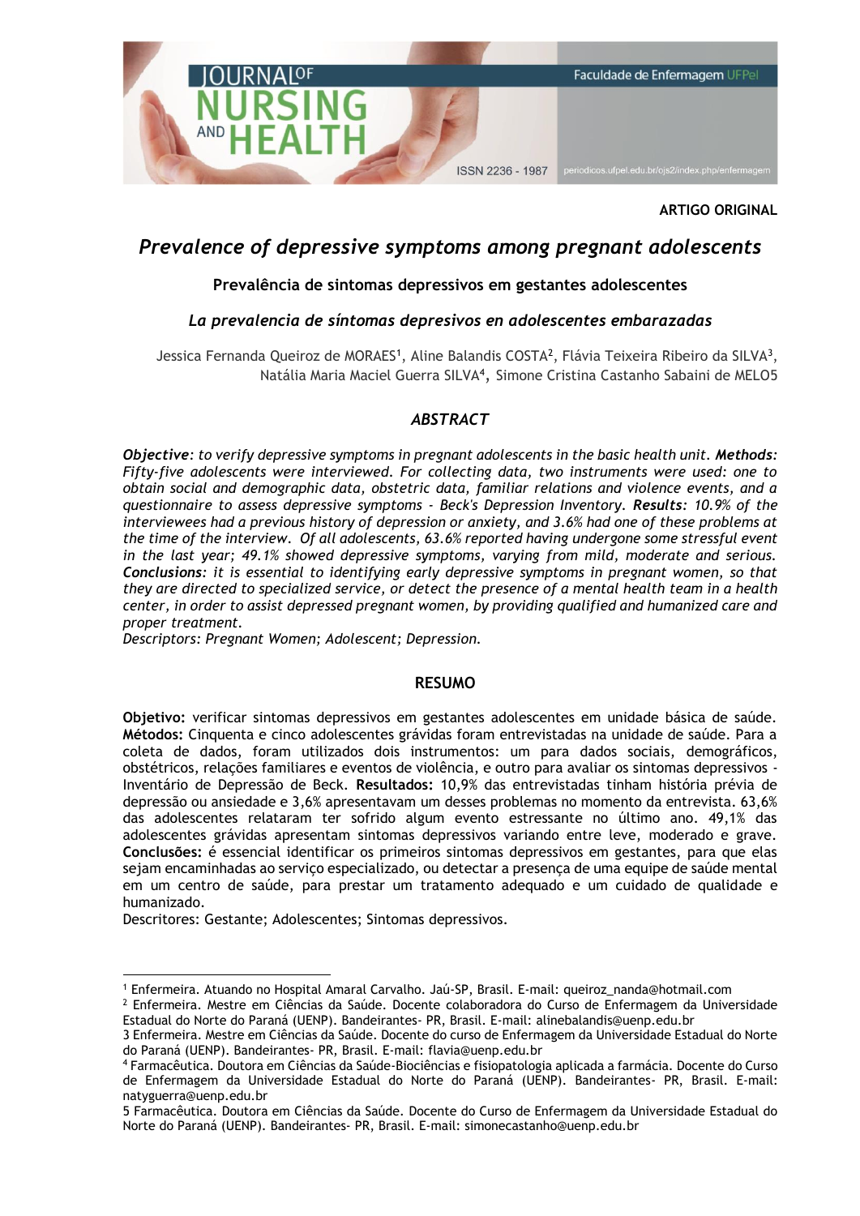ARTIGO ORIGINAL

# *Prevalence of depressive symptoms among pregnant adolescents*

### Prevalência de sintomas depressivos em gestantes adolescentes

### *La prevalencia de síntomas depresivos en adolescentes embarazadas*

Jessica Fernanda Queiroz de MORAES[1], Aline Balandis COSTA[2], Flávia Teixeira Ribeiro da SILVA[3], Natália Maria Maciel Guerra SILVA[4], Simone Cristina Castanho Sabaini de MELO5

## *ABSTRACT*

***Objective****: to verify depressive symptoms in pregnant adolescents in the basic health unit.* ***Methods:*** *Fifty-five adolescents were interviewed. For collecting data, two instruments were used: one to obtain social and demographic data, obstetric data, familiar relations and violence events, and a questionnaire to assess depressive symptoms - Beck's Depression Inventory.* ***Results****: 10.9% of the interviewees had a previous history of depression or anxiety, and 3.6% had one of these problems at the time of the interview. Of all adolescents, 63.6% reported having undergone some stressful event in the last year; 49.1% showed depressive symptoms, varying from mild, moderate and serious.* ***Conclusions****: it is essential to identifying early depressive symptoms in pregnant women, so that they are directed to specialized service, or detect the presence of a mental health team in a health center, in order to assist depressed pregnant women, by providing qualified and humanized care and proper treatment.*

*Descriptors: Pregnant Women; Adolescent; Depression.*

## RESUMO

**Objetivo:** verificar sintomas depressivos em gestantes adolescentes em unidade básica de saúde. **Métodos:** Cinquenta e cinco adolescentes grávidas foram entrevistadas na unidade de saúde. Para a coleta de dados, foram utilizados dois instrumentos: um para dados sociais, demográficos, obstétricos, relações familiares e eventos de violência, e outro para avaliar os sintomas depressivos - Inventário de Depressão de Beck. **Resultados:** 10,9% das entrevistadas tinham história prévia de depressão ou ansiedade e 3,6% apresentavam um desses problemas no momento da entrevista. 63,6% das adolescentes relataram ter sofrido algum evento estressante no último ano. 49,1% das adolescentes grávidas apresentam sintomas depressivos variando entre leve, moderado e grave. **Conclusões:** é essencial identificar os primeiros sintomas depressivos em gestantes, para que elas sejam encaminhadas ao serviço especializado, ou detectar a presença de uma equipe de saúde mental em um centro de saúde, para prestar um tratamento adequado e um cuidado de qualidade e humanizado.

Descritores: Gestante; Adolescentes; Sintomas depressivos.

---

[1] Enfermeira. Atuando no Hospital Amaral Carvalho. Jaú-SP, Brasil. E-mail: queiroz_nanda@hotmail.com

[2] Enfermeira. Mestre em Ciências da Saúde. Docente colaboradora do Curso de Enfermagem da Universidade Estadual do Norte do Paraná (UENP). Bandeirantes- PR, Brasil. E-mail: alinebalandis@uenp.edu.br

3 Enfermeira. Mestre em Ciências da Saúde. Docente do curso de Enfermagem da Universidade Estadual do Norte do Paraná (UENP). Bandeirantes- PR, Brasil. E-mail: flavia@uenp.edu.br

[4] Farmacêutica. Doutora em Ciências da Saúde-Biociências e fisiopatologia aplicada a farmácia. Docente do Curso de Enfermagem da Universidade Estadual do Norte do Paraná (UENP). Bandeirantes- PR, Brasil. E-mail: natyguerra@uenp.edu.br

5 Farmacêutica. Doutora em Ciências da Saúde. Docente do Curso de Enfermagem da Universidade Estadual do Norte do Paraná (UENP). Bandeirantes- PR, Brasil. E-mail: simonecastanho@uenp.edu.br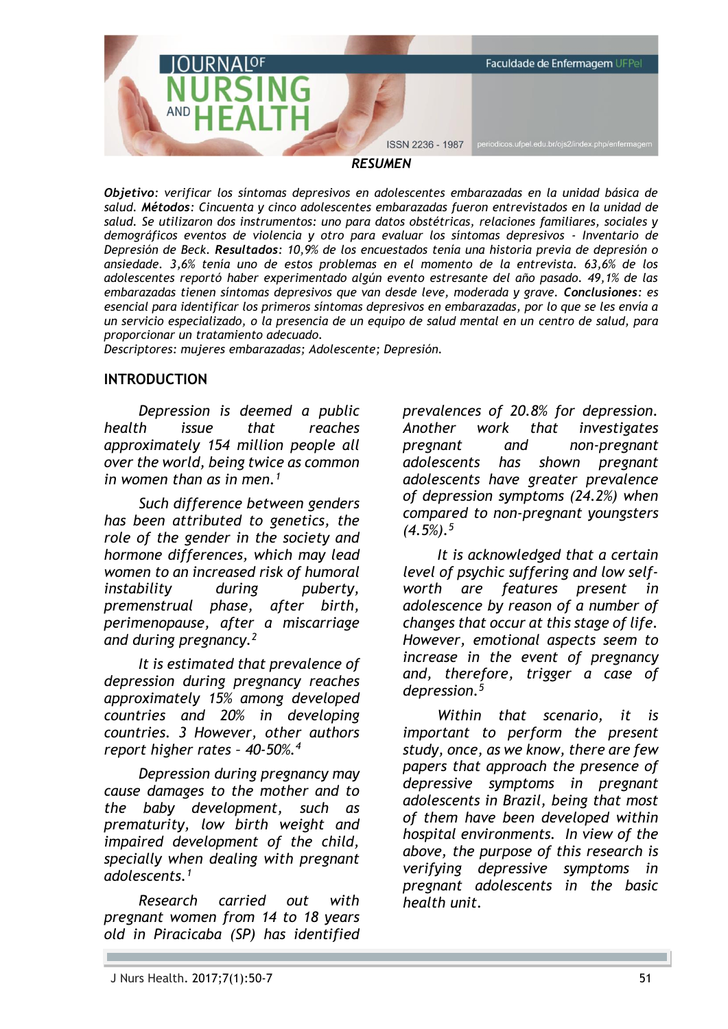### *RESUMEN*

***Objetivo****: verificar los síntomas depresivos en adolescentes embarazadas en la unidad básica de salud.* ***Métodos****: Cincuenta y cinco adolescentes embarazadas fueron entrevistados en la unidad de salud. Se utilizaron dos instrumentos: uno para datos obstétricas, relaciones familiares, sociales y demográficos eventos de violencia y otro para evaluar los síntomas depresivos - Inventario de Depresión de Beck.* ***Resultados****: 10,9% de los encuestados tenía una historia previa de depresión o ansiedade. 3,6% tenía uno de estos problemas en el momento de la entrevista. 63,6% de los adolescentes reportó haber experimentado algún evento estresante del año pasado. 49,1% de las embarazadas tienen síntomas depresivos que van desde leve, moderada y grave.* ***Conclusiones****: es esencial para identificar los primeros síntomas depresivos en embarazadas, por lo que se les envía a un servicio especializado, o la presencia de un equipo de salud mental en un centro de salud, para proporcionar un tratamiento adecuado.*

*Descriptores: mujeres embarazadas; Adolescente; Depresión.*

## INTRODUCTION

*Depression is deemed a public health issue that reaches approximately 154 million people all over the world, being twice as common in women than as in men.[1]*

*Such difference between genders has been attributed to genetics, the role of the gender in the society and hormone differences, which may lead women to an increased risk of humoral instability during puberty, premenstrual phase, after birth, perimenopause, after a miscarriage and during pregnancy.[2]*

*It is estimated that prevalence of depression during pregnancy reaches approximately 15% among developed countries and 20% in developing countries. 3 However, other authors report higher rates – 40-50%.[4]*

*Depression during pregnancy may cause damages to the mother and to the baby development, such as prematurity, low birth weight and impaired development of the child, specially when dealing with pregnant adolescents.[1]*

*Research carried out with pregnant women from 14 to 18 years old in Piracicaba (SP) has identified prevalences of 20.8% for depression. Another work that investigates pregnant and non-pregnant adolescents has shown pregnant adolescents have greater prevalence of depression symptoms (24.2%) when compared to non-pregnant youngsters (4.5%).[5]*

*It is acknowledged that a certain level of psychic suffering and low self-worth are features present in adolescence by reason of a number of changes that occur at this stage of life. However, emotional aspects seem to increase in the event of pregnancy and, therefore, trigger a case of depression.[5]*

*Within that scenario, it is important to perform the present study, once, as we know, there are few papers that approach the presence of depressive symptoms in pregnant adolescents in Brazil, being that most of them have been developed within hospital environments. In view of the above, the purpose of this research is verifying depressive symptoms in pregnant adolescents in the basic health unit.*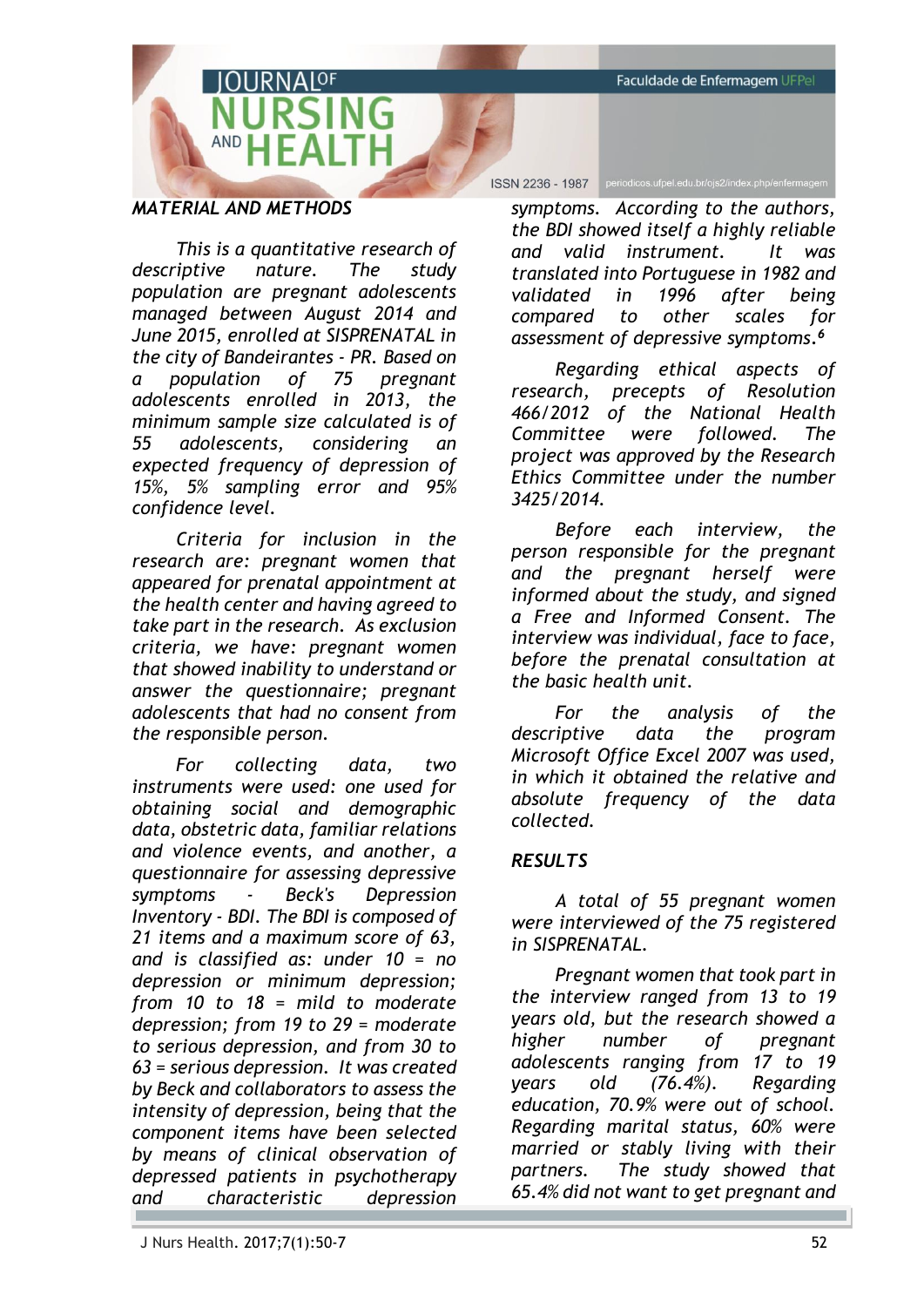## *MATERIAL AND METHODS*

*This is a quantitative research of descriptive nature. The study population are pregnant adolescents managed between August 2014 and June 2015, enrolled at SISPRENATAL in the city of Bandeirantes - PR. Based on a population of 75 pregnant adolescents enrolled in 2013, the minimum sample size calculated is of 55 adolescents, considering an expected frequency of depression of 15%, 5% sampling error and 95% confidence level.*

*Criteria for inclusion in the research are: pregnant women that appeared for prenatal appointment at the health center and having agreed to take part in the research. As exclusion criteria, we have: pregnant women that showed inability to understand or answer the questionnaire; pregnant adolescents that had no consent from the responsible person.*

*For collecting data, two instruments were used: one used for obtaining social and demographic data, obstetric data, familiar relations and violence events, and another, a questionnaire for assessing depressive symptoms - Beck's Depression Inventory - BDI. The BDI is composed of 21 items and a maximum score of 63, and is classified as: under 10 = no depression or minimum depression; from 10 to 18 = mild to moderate depression; from 19 to 29 = moderate to serious depression, and from 30 to 63 = serious depression. It was created by Beck and collaborators to assess the intensity of depression, being that the component items have been selected by means of clinical observation of depressed patients in psychotherapy and characteristic depression symptoms. According to the authors, the BDI showed itself a highly reliable and valid instrument. It was translated into Portuguese in 1982 and validated in 1996 after being compared to other scales for assessment of depressive symptoms.*[6]

*Regarding ethical aspects of research, precepts of Resolution 466/2012 of the National Health Committee were followed. The project was approved by the Research Ethics Committee under the number 3425/2014.*

*Before each interview, the person responsible for the pregnant and the pregnant herself were informed about the study, and signed a Free and Informed Consent. The interview was individual, face to face, before the prenatal consultation at the basic health unit.*

*For the analysis of the descriptive data the program Microsoft Office Excel 2007 was used, in which it obtained the relative and absolute frequency of the data collected.*

## *RESULTS*

*A total of 55 pregnant women were interviewed of the 75 registered in SISPRENATAL.*

*Pregnant women that took part in the interview ranged from 13 to 19 years old, but the research showed a higher number of pregnant adolescents ranging from 17 to 19 years old (76.4%). Regarding education, 70.9% were out of school. Regarding marital status, 60% were married or stably living with their partners. The study showed that 65.4% did not want to get pregnant and*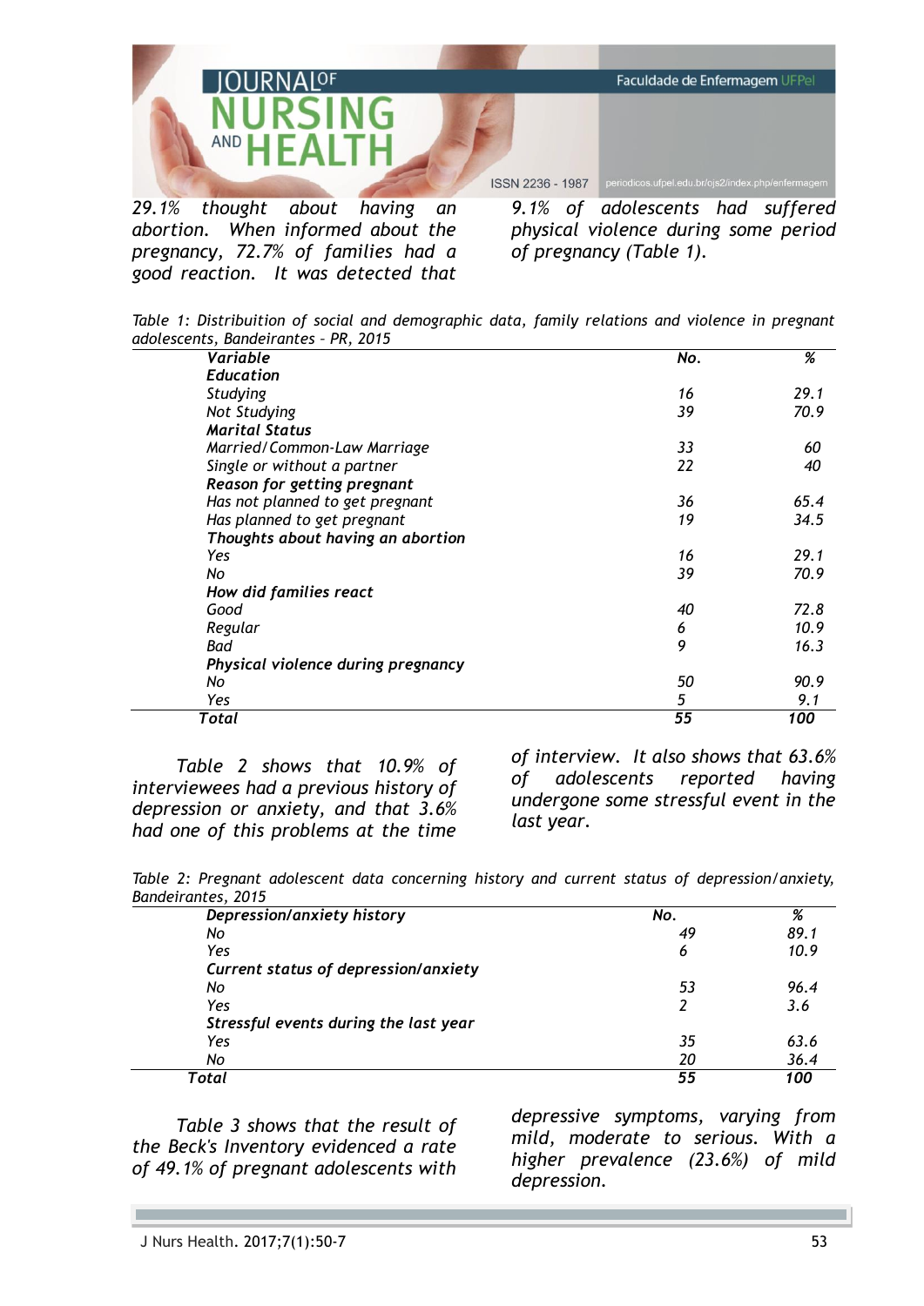*29.1% thought about having an abortion. When informed about the pregnancy, 72.7% of families had a good reaction. It was detected that 9.1% of adolescents had suffered physical violence during some period of pregnancy (Table 1).*

*Table 1: Distribuition of social and demographic data, family relations and violence in pregnant adolescents, Bandeirantes – PR, 2015*

| *Variable* | *No.* | *%* |
|---|---|---|
| ***Education*** | | |
| *Studying* | *16* | *29.1* |
| *Not Studying* | *39* | *70.9* |
| ***Marital Status*** | | |
| *Married/Common-Law Marriage* | *33* | *60* |
| *Single or without a partner* | *22* | *40* |
| ***Reason for getting pregnant*** | | |
| *Has not planned to get pregnant* | *36* | *65.4* |
| *Has planned to get pregnant* | *19* | *34.5* |
| ***Thoughts about having an abortion*** | | |
| *Yes* | *16* | *29.1* |
| *No* | *39* | *70.9* |
| ***How did families react*** | | |
| *Good* | *40* | *72.8* |
| *Regular* | *6* | *10.9* |
| *Bad* | *9* | *16.3* |
| ***Physical violence during pregnancy*** | | |
| *No* | *50* | *90.9* |
| *Yes* | *5* | *9.1* |
| ***Total*** | ***55*** | ***100*** |

*Table 2 shows that 10.9% of interviewees had a previous history of depression or anxiety, and that 3.6% had one of this problems at the time of interview. It also shows that 63.6% of adolescents reported having undergone some stressful event in the last year.*

*Table 2: Pregnant adolescent data concerning history and current status of depression/anxiety, Bandeirantes, 2015*

| ***Depression/anxiety history*** | ***No.*** | ***%*** |
|---|---|---|
| *No* | *49* | *89.1* |
| *Yes* | *6* | *10.9* |
| ***Current status of depression/anxiety*** | | |
| *No* | *53* | *96.4* |
| *Yes* | *2* | *3.6* |
| ***Stressful events during the last year*** | | |
| *Yes* | *35* | *63.6* |
| *No* | *20* | *36.4* |
| ***Total*** | ***55*** | ***100*** |

*Table 3 shows that the result of the Beck's Inventory evidenced a rate of 49.1% of pregnant adolescents with depressive symptoms, varying from mild, moderate to serious. With a higher prevalence (23.6%) of mild depression.*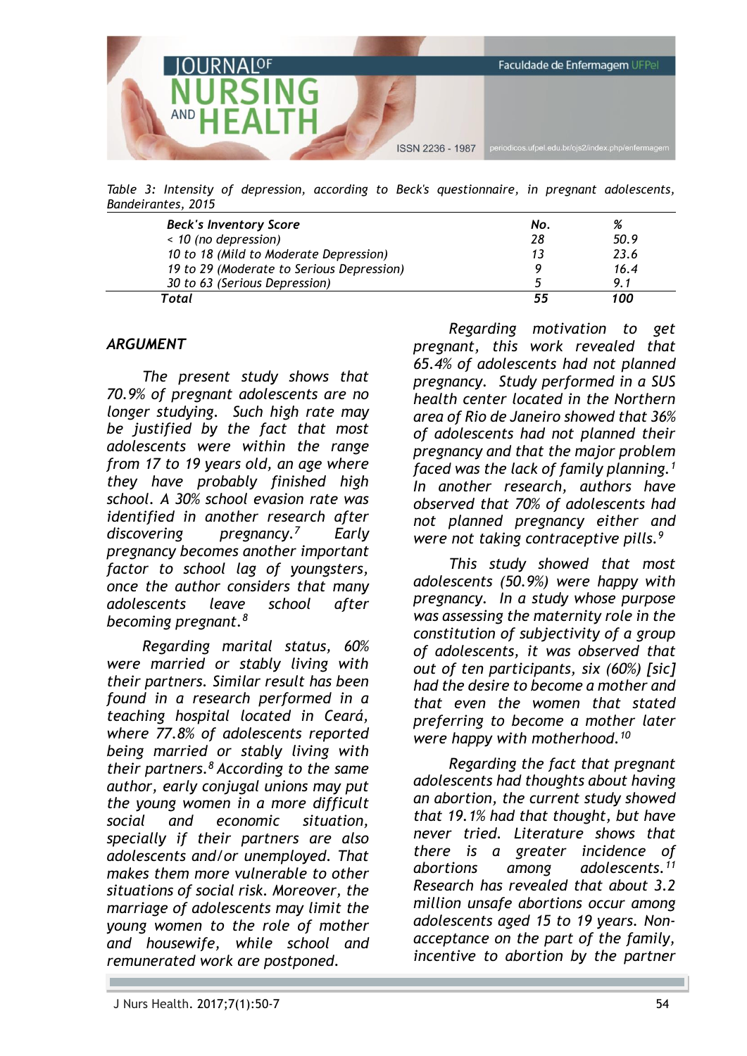*Table 3: Intensity of depression, according to Beck's questionnaire, in pregnant adolescents, Bandeirantes, 2015*

| *Beck's Inventory Score* | *No.* | *%* |
|---|---|---|
| *< 10 (no depression)* | *28* | *50.9* |
| *10 to 18 (Mild to Moderate Depression)* | *13* | *23.6* |
| *19 to 29 (Moderate to Serious Depression)* | *9* | *16.4* |
| *30 to 63 (Serious Depression)* | *5* | *9.1* |
| ***Total*** | ***55*** | ***100*** |

## *ARGUMENT*

*The present study shows that 70.9% of pregnant adolescents are no longer studying. Such high rate may be justified by the fact that most adolescents were within the range from 17 to 19 years old, an age where they have probably finished high school. A 30% school evasion rate was identified in another research after discovering pregnancy.[7] Early pregnancy becomes another important factor to school lag of youngsters, once the author considers that many adolescents leave school after becoming pregnant.[8]*

*Regarding marital status, 60% were married or stably living with their partners. Similar result has been found in a research performed in a teaching hospital located in Ceará, where 77.8% of adolescents reported being married or stably living with their partners.[8] According to the same author, early conjugal unions may put the young women in a more difficult social and economic situation, specially if their partners are also adolescents and/or unemployed. That makes them more vulnerable to other situations of social risk. Moreover, the marriage of adolescents may limit the young women to the role of mother and housewife, while school and remunerated work are postponed.*

*Regarding motivation to get pregnant, this work revealed that 65.4% of adolescents had not planned pregnancy. Study performed in a SUS health center located in the Northern area of Rio de Janeiro showed that 36% of adolescents had not planned their pregnancy and that the major problem faced was the lack of family planning.[1] In another research, authors have observed that 70% of adolescents had not planned pregnancy either and were not taking contraceptive pills.[9]*

*This study showed that most adolescents (50.9%) were happy with pregnancy. In a study whose purpose was assessing the maternity role in the constitution of subjectivity of a group of adolescents, it was observed that out of ten participants, six (60%) [sic] had the desire to become a mother and that even the women that stated preferring to become a mother later were happy with motherhood.[10]*

*Regarding the fact that pregnant adolescents had thoughts about having an abortion, the current study showed that 19.1% had that thought, but have never tried. Literature shows that there is a greater incidence of abortions among adolescents.[11] Research has revealed that about 3.2 million unsafe abortions occur among adolescents aged 15 to 19 years. Non-acceptance on the part of the family, incentive to abortion by the partner*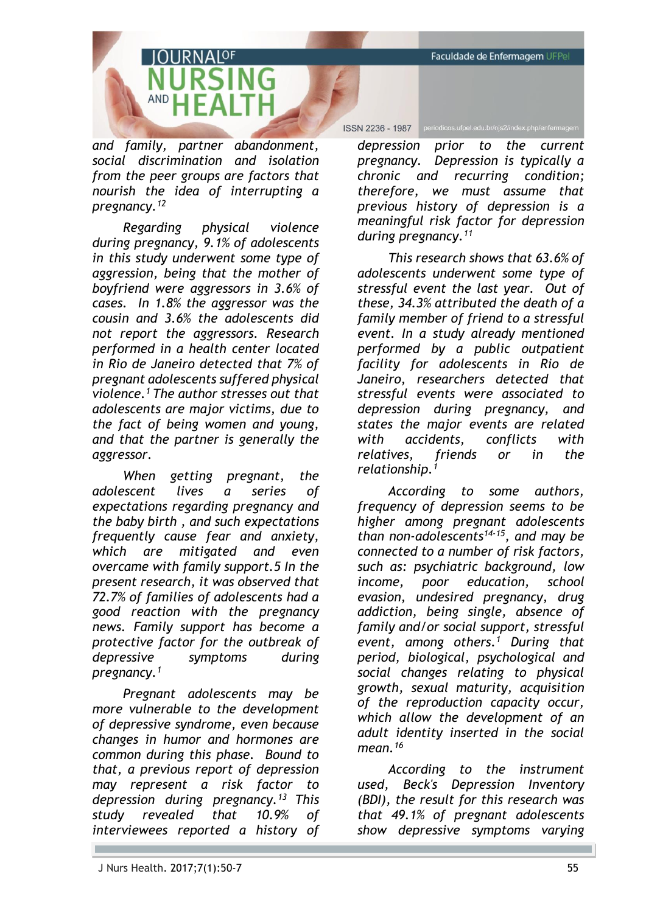*and family, partner abandonment, social discrimination and isolation from the peer groups are factors that nourish the idea of interrupting a pregnancy.*[12]

*Regarding physical violence during pregnancy, 9.1% of adolescents in this study underwent some type of aggression, being that the mother of boyfriend were aggressors in 3.6% of cases. In 1.8% the aggressor was the cousin and 3.6% the adolescents did not report the aggressors. Research performed in a health center located in Rio de Janeiro detected that 7% of pregnant adolescents suffered physical violence.*[1] *The author stresses out that adolescents are major victims, due to the fact of being women and young, and that the partner is generally the aggressor.*

*When getting pregnant, the adolescent lives a series of expectations regarding pregnancy and the baby birth , and such expectations frequently cause fear and anxiety, which are mitigated and even overcame with family support.5 In the present research, it was observed that 72.7% of families of adolescents had a good reaction with the pregnancy news. Family support has become a protective factor for the outbreak of depressive symptoms during pregnancy.*[1]

*Pregnant adolescents may be more vulnerable to the development of depressive syndrome, even because changes in humor and hormones are common during this phase. Bound to that, a previous report of depression may represent a risk factor to depression during pregnancy.*[13] *This study revealed that 10.9% of interviewees reported a history of depression prior to the current pregnancy. Depression is typically a chronic and recurring condition; therefore, we must assume that previous history of depression is a meaningful risk factor for depression during pregnancy.*[11]

*This research shows that 63.6% of adolescents underwent some type of stressful event the last year. Out of these, 34.3% attributed the death of a family member of friend to a stressful event. In a study already mentioned performed by a public outpatient facility for adolescents in Rio de Janeiro, researchers detected that stressful events were associated to depression during pregnancy, and states the major events are related with accidents, conflicts with relatives, friends or in the relationship.*[1]

*According to some authors, frequency of depression seems to be higher among pregnant adolescents than non-adolescents*[14-15]*, and may be connected to a number of risk factors, such as: psychiatric background, low income, poor education, school evasion, undesired pregnancy, drug addiction, being single, absence of family and/or social support, stressful event, among others.*[1] *During that period, biological, psychological and social changes relating to physical growth, sexual maturity, acquisition of the reproduction capacity occur, which allow the development of an adult identity inserted in the social mean.*[16]

*According to the instrument used, Beck's Depression Inventory (BDI), the result for this research was that 49.1% of pregnant adolescents show depressive symptoms varying*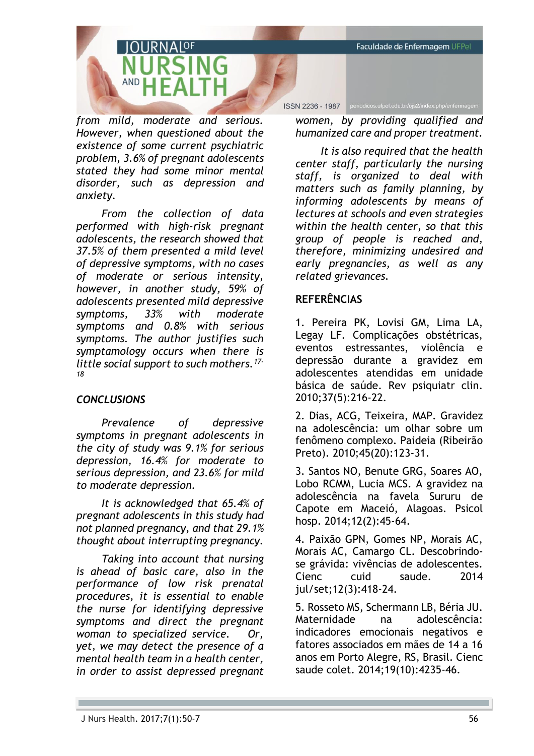*from mild, moderate and serious. However, when questioned about the existence of some current psychiatric problem, 3.6% of pregnant adolescents stated they had some minor mental disorder, such as depression and anxiety.*

*From the collection of data performed with high-risk pregnant adolescents, the research showed that 37.5% of them presented a mild level of depressive symptoms, with no cases of moderate or serious intensity, however, in another study, 59% of adolescents presented mild depressive symptoms, 33% with moderate symptoms and 0.8% with serious symptoms. The author justifies such symptamology occurs when there is little social support to such mothers.*[17-18]

## *CONCLUSIONS*

*Prevalence of depressive symptoms in pregnant adolescents in the city of study was 9.1% for serious depression, 16.4% for moderate to serious depression, and 23.6% for mild to moderate depression.*

*It is acknowledged that 65.4% of pregnant adolescents in this study had not planned pregnancy, and that 29.1% thought about interrupting pregnancy.*

*Taking into account that nursing is ahead of basic care, also in the performance of low risk prenatal procedures, it is essential to enable the nurse for identifying depressive symptoms and direct the pregnant woman to specialized service. Or, yet, we may detect the presence of a mental health team in a health center, in order to assist depressed pregnant women, by providing qualified and humanized care and proper treatment.*

*It is also required that the health center staff, particularly the nursing staff, is organized to deal with matters such as family planning, by informing adolescents by means of lectures at schools and even strategies within the health center, so that this group of people is reached and, therefore, minimizing undesired and early pregnancies, as well as any related grievances.*

## REFERÊNCIAS

1. Pereira PK, Lovisi GM, Lima LA, Legay LF. Complicações obstétricas, eventos estressantes, violência e depressão durante a gravidez em adolescentes atendidas em unidade básica de saúde. Rev psiquiatr clin. 2010;37(5):216-22.

2. Dias, ACG, Teixeira, MAP. Gravidez na adolescência: um olhar sobre um fenômeno complexo. Paideia (Ribeirão Preto). 2010;45(20):123-31.

3. Santos NO, Benute GRG, Soares AO, Lobo RCMM, Lucia MCS. A gravidez na adolescência na favela Sururu de Capote em Maceió, Alagoas. Psicol hosp. 2014;12(2):45-64.

4. Paixão GPN, Gomes NP, Morais AC, Morais AC, Camargo CL. Descobrindo-se grávida: vivências de adolescentes. Cienc cuid saude. 2014 jul/set;12(3):418-24.

5. Rosseto MS, Schermann LB, Béria JU. Maternidade na adolescência: indicadores emocionais negativos e fatores associados em mães de 14 a 16 anos em Porto Alegre, RS, Brasil. Cienc saude colet. 2014;19(10):4235-46.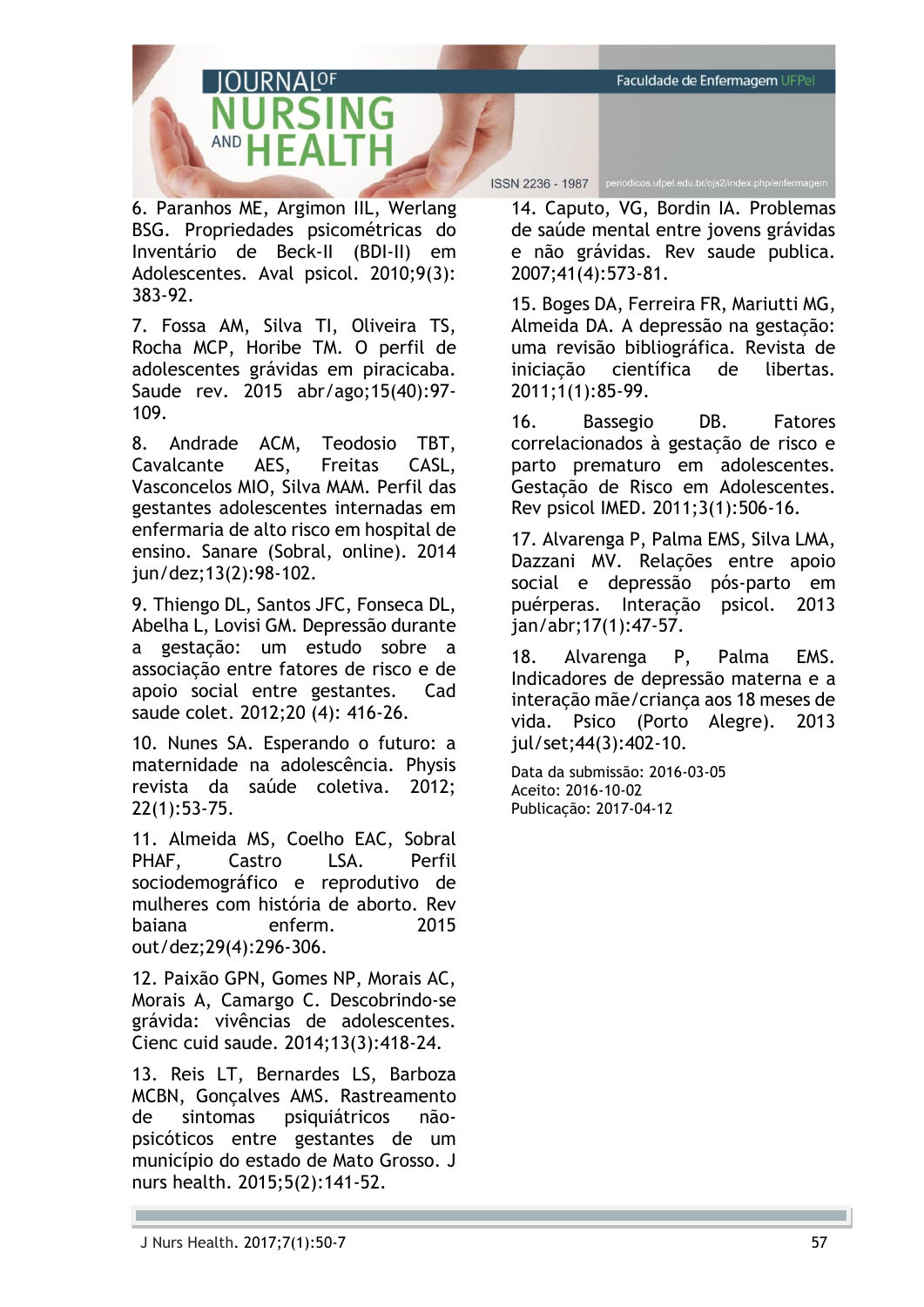6. Paranhos ME, Argimon IIL, Werlang BSG. Propriedades psicométricas do Inventário de Beck-II (BDI-II) em Adolescentes. Aval psicol. 2010;9(3): 383-92.

7. Fossa AM, Silva TI, Oliveira TS, Rocha MCP, Horibe TM. O perfil de adolescentes grávidas em piracicaba. Saude rev. 2015 abr/ago;15(40):97-109.

8. Andrade ACM, Teodosio TBT, Cavalcante AES, Freitas CASL, Vasconcelos MIO, Silva MAM. Perfil das gestantes adolescentes internadas em enfermaria de alto risco em hospital de ensino. Sanare (Sobral, online). 2014 jun/dez;13(2):98-102.

9. Thiengo DL, Santos JFC, Fonseca DL, Abelha L, Lovisi GM. Depressão durante a gestação: um estudo sobre a associação entre fatores de risco e de apoio social entre gestantes. Cad saude colet. 2012;20 (4): 416-26.

10. Nunes SA. Esperando o futuro: a maternidade na adolescência. Physis revista da saúde coletiva. 2012; 22(1):53-75.

11. Almeida MS, Coelho EAC, Sobral PHAF, Castro LSA. Perfil sociodemográfico e reprodutivo de mulheres com história de aborto. Rev baiana enferm. 2015 out/dez;29(4):296-306.

12. Paixão GPN, Gomes NP, Morais AC, Morais A, Camargo C. Descobrindo-se grávida: vivências de adolescentes. Cienc cuid saude. 2014;13(3):418-24.

13. Reis LT, Bernardes LS, Barboza MCBN, Gonçalves AMS. Rastreamento de sintomas psiquiátricos não-psicóticos entre gestantes de um município do estado de Mato Grosso. J nurs health. 2015;5(2):141-52.

14. Caputo, VG, Bordin IA. Problemas de saúde mental entre jovens grávidas e não grávidas. Rev saude publica. 2007;41(4):573-81.

15. Boges DA, Ferreira FR, Mariutti MG, Almeida DA. A depressão na gestação: uma revisão bibliográfica. Revista de iniciação científica de libertas. 2011;1(1):85-99.

16. Bassegio DB. Fatores correlacionados à gestação de risco e parto prematuro em adolescentes. Gestação de Risco em Adolescentes. Rev psicol IMED. 2011;3(1):506-16.

17. Alvarenga P, Palma EMS, Silva LMA, Dazzani MV. Relações entre apoio social e depressão pós-parto em puérperas. Interação psicol. 2013 jan/abr;17(1):47-57.

18. Alvarenga P, Palma EMS. Indicadores de depressão materna e a interação mãe/criança aos 18 meses de vida. Psico (Porto Alegre). 2013 jul/set;44(3):402-10.

Data da submissão: 2016-03-05
Aceito: 2016-10-02
Publicação: 2017-04-12